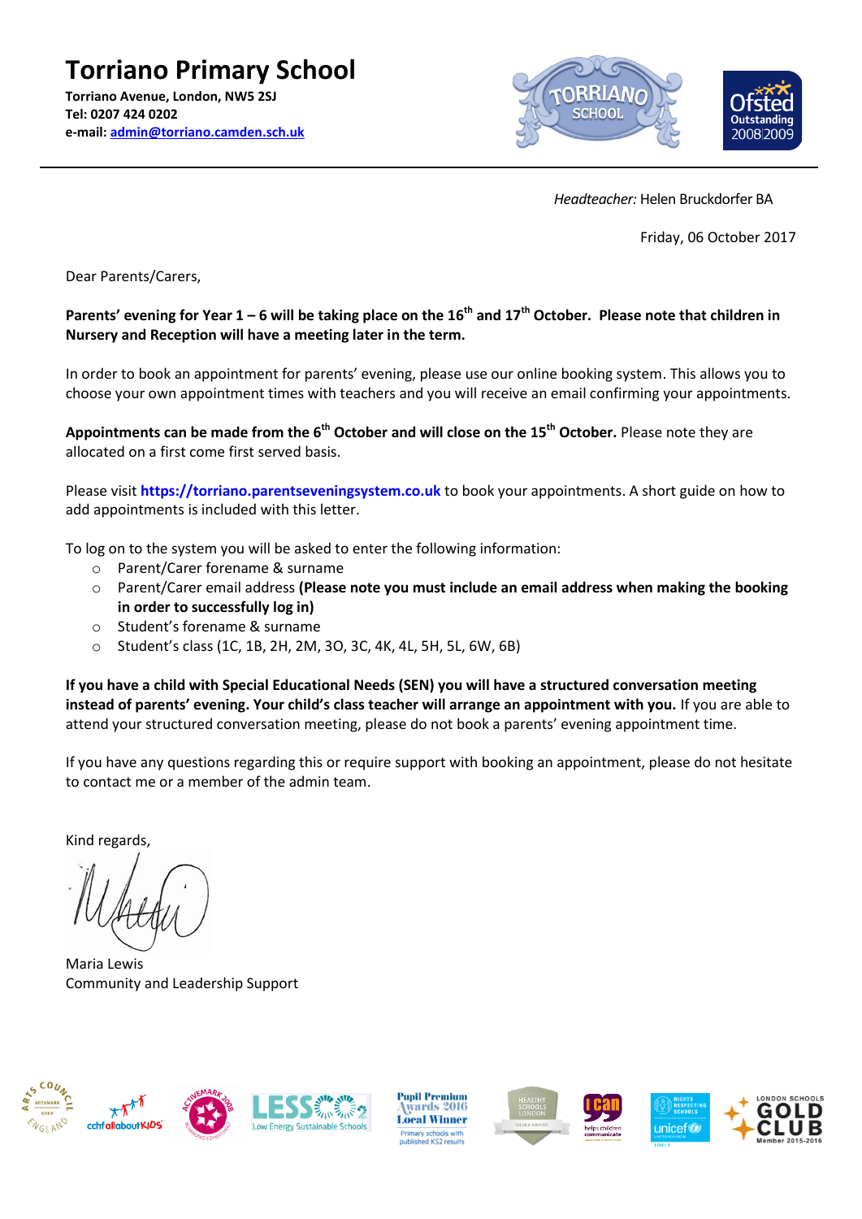# Torriano Primary School

**Torriano Avenue, London, NW5 2SJ**
**Tel: 0207 424 0202**
**e-mail: admin@torriano.camden.sch.uk**

*Headteacher:* Helen Bruckdorfer BA

Friday, 06 October 2017

Dear Parents/Carers,

**Parents' evening for Year 1 – 6 will be taking place on the 16th and 17th October. Please note that children in Nursery and Reception will have a meeting later in the term.**

In order to book an appointment for parents' evening, please use our online booking system. This allows you to choose your own appointment times with teachers and you will receive an email confirming your appointments.

**Appointments can be made from the 6th October and will close on the 15th October.** Please note they are allocated on a first come first served basis.

Please visit **https://torriano.parentseveningsystem.co.uk** to book your appointments. A short guide on how to add appointments is included with this letter.

To log on to the system you will be asked to enter the following information:

- Parent/Carer forename & surname
- Parent/Carer email address **(Please note you must include an email address when making the booking in order to successfully log in)**
- Student's forename & surname
- Student's class (1C, 1B, 2H, 2M, 3O, 3C, 4K, 4L, 5H, 5L, 6W, 6B)

**If you have a child with Special Educational Needs (SEN) you will have a structured conversation meeting instead of parents' evening. Your child's class teacher will arrange an appointment with you.** If you are able to attend your structured conversation meeting, please do not book a parents' evening appointment time.

If you have any questions regarding this or require support with booking an appointment, please do not hesitate to contact me or a member of the admin team.

Kind regards,

Maria Lewis
Community and Leadership Support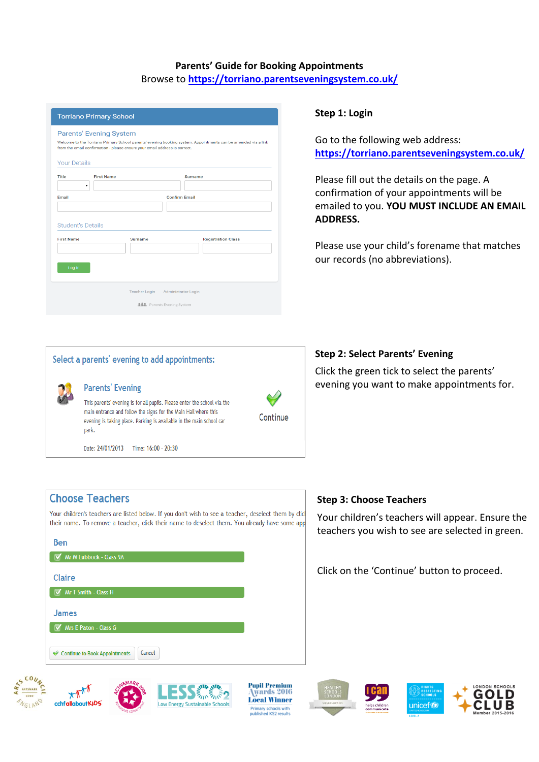**Parents' Guide for Booking Appointments**

Browse to https://torriano.parentseveningsystem.co.uk/

**Step 1: Login**

Go to the following web address: https://torriano.parentseveningsystem.co.uk/

Please fill out the details on the page. A confirmation of your appointments will be emailed to you. **YOU MUST INCLUDE AN EMAIL ADDRESS.**

Please use your child's forename that matches our records (no abbreviations).

**Step 2: Select Parents' Evening**

Click the green tick to select the parents' evening you want to make appointments for.

**Step 3: Choose Teachers**

Your children's teachers will appear. Ensure the teachers you wish to see are selected in green.

Click on the 'Continue' button to proceed.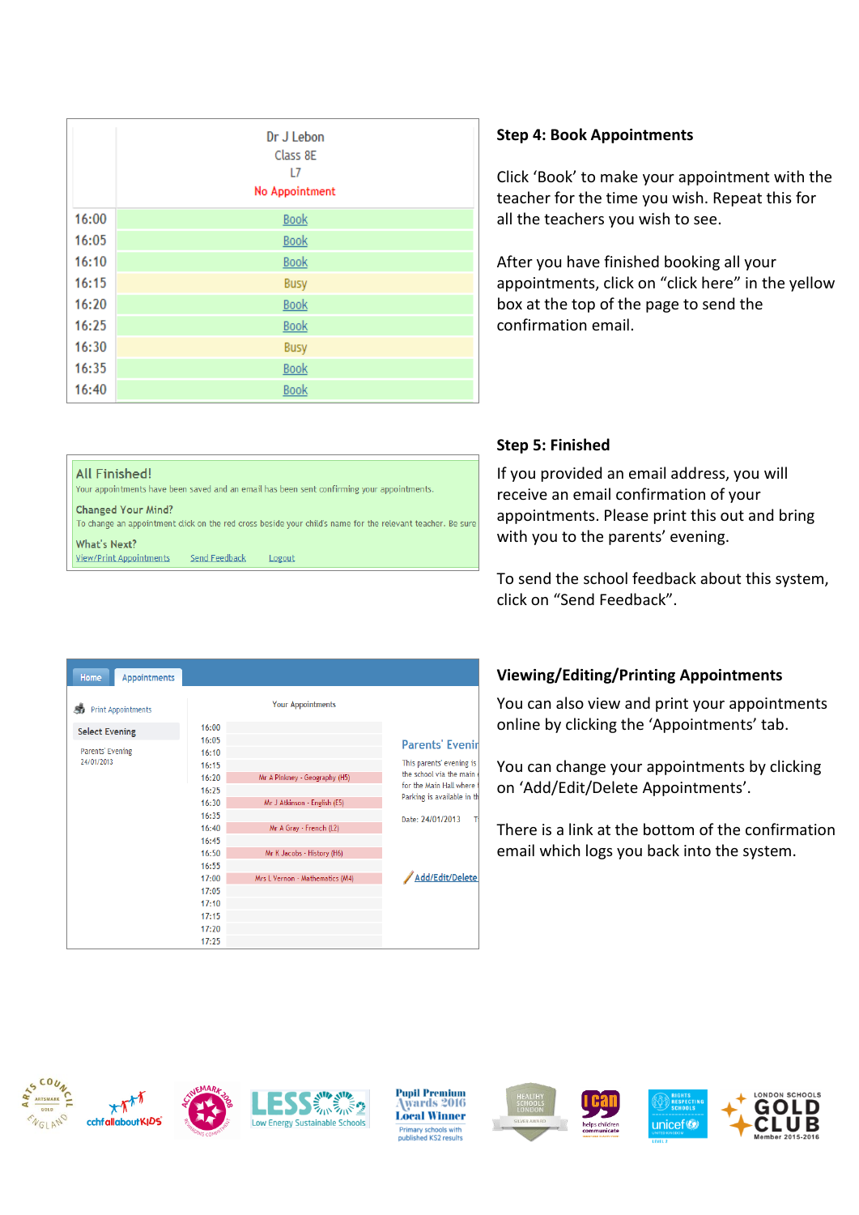| | Dr J Lebon<br>Class 8E<br>L7<br>No Appointment |
|---|---|
| 16:00 | Book |
| 16:05 | Book |
| 16:10 | Book |
| 16:15 | Busy |
| 16:20 | Book |
| 16:25 | Book |
| 16:30 | Busy |
| 16:35 | Book |
| 16:40 | Book |

### Step 4: Book Appointments

Click 'Book' to make your appointment with the teacher for the time you wish. Repeat this for all the teachers you wish to see.

After you have finished booking all your appointments, click on "click here" in the yellow box at the top of the page to send the confirmation email.

**All Finished!**
Your appointments have been saved and an email has been sent confirming your appointments.
**Changed Your Mind?**
To change an appointment click on the red cross beside your child's name for the relevant teacher. Be sure
**What's Next?**
View/Print Appointments   Send Feedback   Logout

### Step 5: Finished

If you provided an email address, you will receive an email confirmation of your appointments. Please print this out and bring with you to the parents' evening.

To send the school feedback about this system, click on "Send Feedback".

Home | Appointments

Print Appointments

Select Evening

Parents' Evening
24/01/2013

Your Appointments

| | |
|---|---|
| 16:00 | |
| 16:05 | |
| 16:10 | |
| 16:15 | |
| 16:20 | Mr A Pinkney - Geography (H5) |
| 16:25 | |
| 16:30 | Mr J Atkinson - English (E5) |
| 16:35 | |
| 16:40 | Mr A Gray - French (L2) |
| 16:45 | |
| 16:50 | Mr K Jacobs - History (H6) |
| 16:55 | |
| 17:00 | Mrs L Vernon - Mathematics (M4) |
| 17:05 | |
| 17:10 | |
| 17:15 | |
| 17:20 | |
| 17:25 | |

Parents' Evenir

This parents' evening is the school via the main for the Main Hall where Parking is available in th

Date: 24/01/2013

Add/Edit/Delete

### Viewing/Editing/Printing Appointments

You can also view and print your appointments online by clicking the 'Appointments' tab.

You can change your appointments by clicking on 'Add/Edit/Delete Appointments'.

There is a link at the bottom of the confirmation email which logs you back into the system.